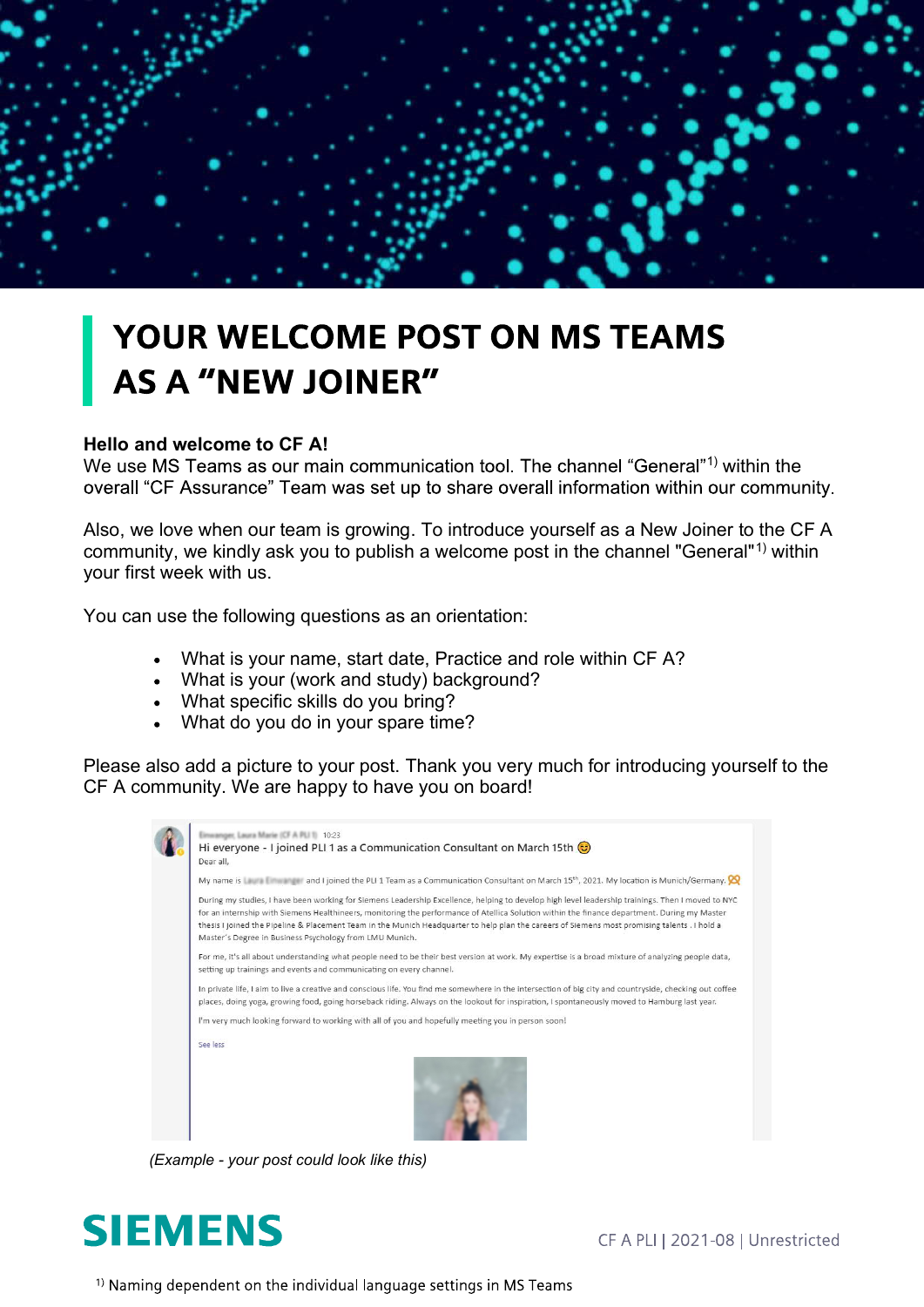# YOUR WELCOME POST ON MS TEAMS AS A "NEW JOINER"

**Hello and welcome to CF A!**
We use MS Teams as our main communication tool. The channel "General"[1)] within the overall "CF Assurance" Team was set up to share overall information within our community.

Also, we love when our team is growing. To introduce yourself as a New Joiner to the CF A community, we kindly ask you to publish a welcome post in the channel "General"[1)] within your first week with us.

You can use the following questions as an orientation:

- What is your name, start date, Practice and role within CF A?
- What is your (work and study) background?
- What specific skills do you bring?
- What do you do in your spare time?

Please also add a picture to your post. Thank you very much for introducing yourself to the CF A community. We are happy to have you on board!

> Hi everyone - I joined PLI 1 as a Communication Consultant on March 15th 😊
>
> Dear all,
>
> My name is [...] and I joined the PLI 1 Team as a Communication Consultant on March 15th, 2021. My location is Munich/Germany. 🥨
>
> During my studies, I have been working for Siemens Leadership Excellence, helping to develop high level leadership trainings. Then I moved to NYC for an internship with Siemens Healthineers, monitoring the performance of Atellica Solution within the finance department. During my Master thesis I joined the Pipeline & Placement Team in the Munich Headquarter to help plan the careers of Siemens most promising talents . I hold a Master's Degree in Business Psychology from LMU Munich.
>
> For me, it's all about understanding what people need to be their best version at work. My expertise is a broad mixture of analyzing people data, setting up trainings and events and communicating on every channel.
>
> In private life, I aim to live a creative and conscious life. You find me somewhere in the intersection of big city and countryside, checking out coffee places, doing yoga, growing food, going horseback riding. Always on the lookout for inspiration, I spontaneously moved to Hamburg last year.
>
> I'm very much looking forward to working with all of you and hopefully meeting you in person soon!
>
> See less

*(Example - your post could look like this)*

**SIEMENS**

[1)] Naming dependent on the individual language settings in MS Teams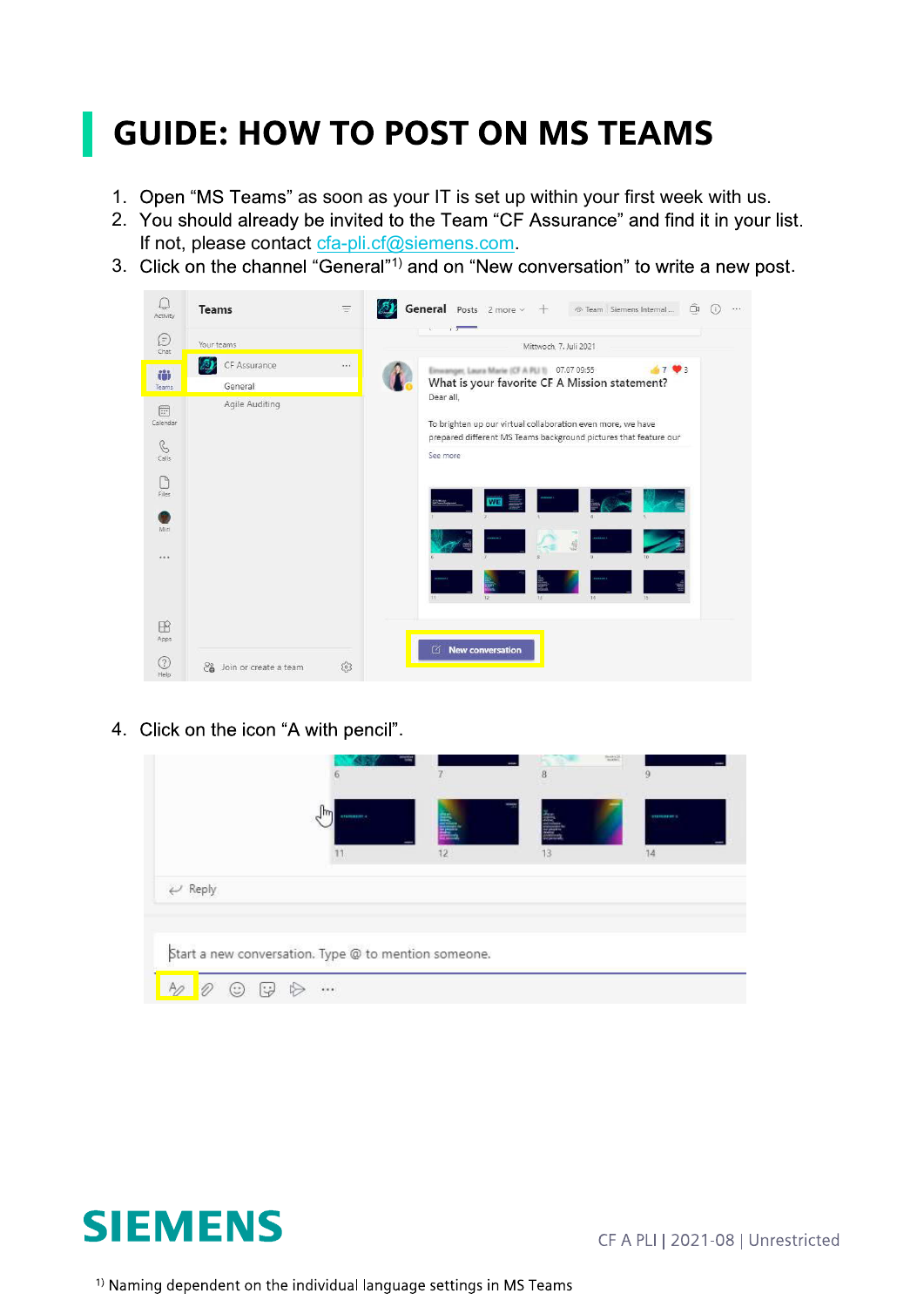# GUIDE: HOW TO POST ON MS TEAMS

1. Open "MS Teams" as soon as your IT is set up within your first week with us.
2. You should already be invited to the Team "CF Assurance" and find it in your list. If not, please contact cfa-pli.cf@siemens.com.
3. Click on the channel "General"[1)] and on "New conversation" to write a new post.

4. Click on the icon "A with pencil".

CF A PLI | 2021-08 | Unrestricted

[1)] Naming dependent on the individual language settings in MS Teams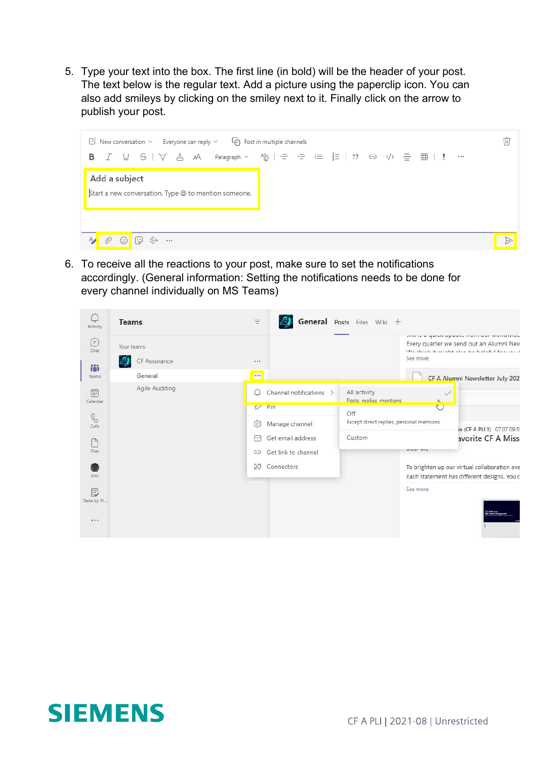5. Type your text into the box. The first line (in bold) will be the header of your post. The text below is the regular text. Add a picture using the paperclip icon. You can also add smileys by clicking on the smiley next to it. Finally click on the arrow to publish your post.

6. To receive all the reactions to your post, make sure to set the notifications accordingly. (General information: Setting the notifications needs to be done for every channel individually on MS Teams)